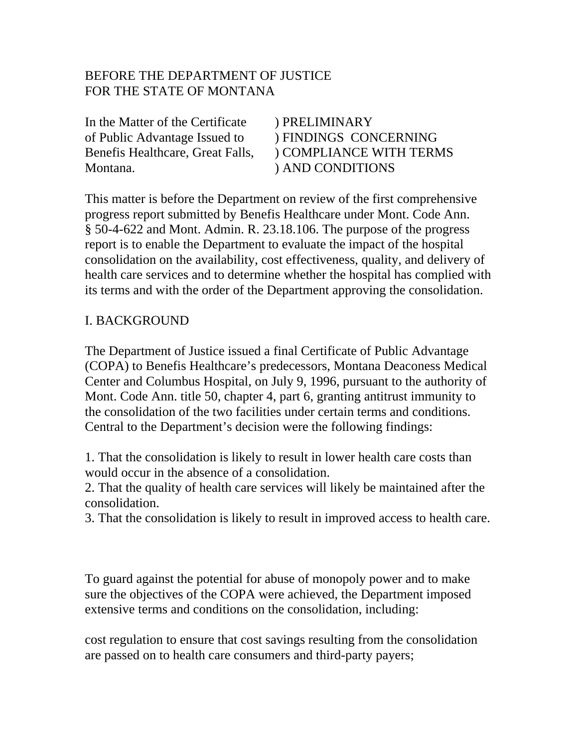BEFORE THE DEPARTMENT OF JUSTICE
FOR THE STATE OF MONTANA

| In the Matter of the Certificate of Public Advantage Issued to Benefis Healthcare, Great Falls, Montana. | ) PRELIMINARY ) FINDINGS CONCERNING ) COMPLIANCE WITH TERMS ) AND CONDITIONS |
|---|---|

This matter is before the Department on review of the first comprehensive progress report submitted by Benefis Healthcare under Mont. Code Ann. § 50-4-622 and Mont. Admin. R. 23.18.106. The purpose of the progress report is to enable the Department to evaluate the impact of the hospital consolidation on the availability, cost effectiveness, quality, and delivery of health care services and to determine whether the hospital has complied with its terms and with the order of the Department approving the consolidation.

## I. BACKGROUND

The Department of Justice issued a final Certificate of Public Advantage (COPA) to Benefis Healthcare's predecessors, Montana Deaconess Medical Center and Columbus Hospital, on July 9, 1996, pursuant to the authority of Mont. Code Ann. title 50, chapter 4, part 6, granting antitrust immunity to the consolidation of the two facilities under certain terms and conditions. Central to the Department's decision were the following findings:

1. That the consolidation is likely to result in lower health care costs than would occur in the absence of a consolidation.
2. That the quality of health care services will likely be maintained after the consolidation.
3. That the consolidation is likely to result in improved access to health care.

To guard against the potential for abuse of monopoly power and to make sure the objectives of the COPA were achieved, the Department imposed extensive terms and conditions on the consolidation, including:

cost regulation to ensure that cost savings resulting from the consolidation are passed on to health care consumers and third-party payers;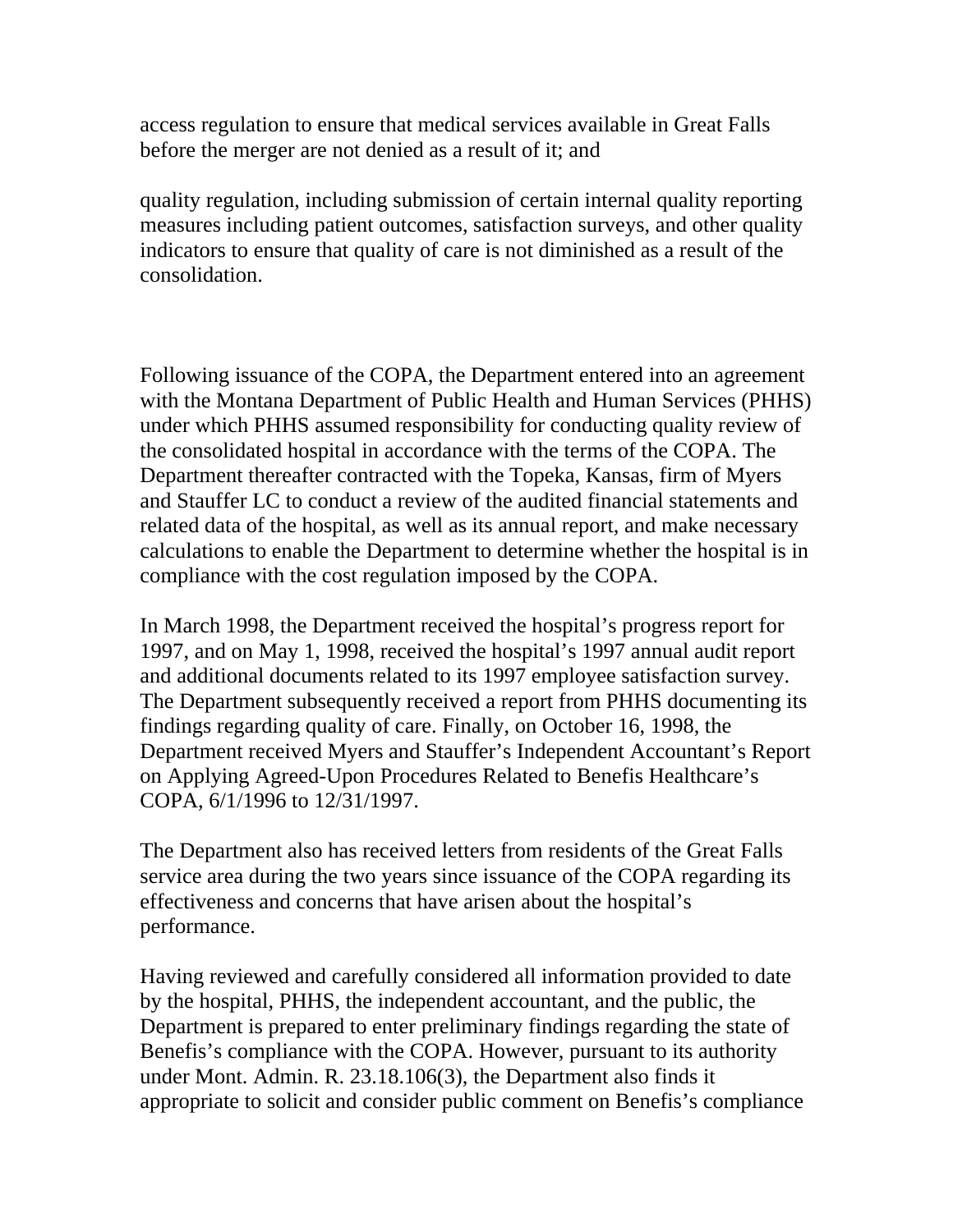access regulation to ensure that medical services available in Great Falls before the merger are not denied as a result of it; and

quality regulation, including submission of certain internal quality reporting measures including patient outcomes, satisfaction surveys, and other quality indicators to ensure that quality of care is not diminished as a result of the consolidation.

Following issuance of the COPA, the Department entered into an agreement with the Montana Department of Public Health and Human Services (PHHS) under which PHHS assumed responsibility for conducting quality review of the consolidated hospital in accordance with the terms of the COPA. The Department thereafter contracted with the Topeka, Kansas, firm of Myers and Stauffer LC to conduct a review of the audited financial statements and related data of the hospital, as well as its annual report, and make necessary calculations to enable the Department to determine whether the hospital is in compliance with the cost regulation imposed by the COPA.

In March 1998, the Department received the hospital's progress report for 1997, and on May 1, 1998, received the hospital's 1997 annual audit report and additional documents related to its 1997 employee satisfaction survey. The Department subsequently received a report from PHHS documenting its findings regarding quality of care. Finally, on October 16, 1998, the Department received Myers and Stauffer's Independent Accountant's Report on Applying Agreed-Upon Procedures Related to Benefis Healthcare's COPA, 6/1/1996 to 12/31/1997.

The Department also has received letters from residents of the Great Falls service area during the two years since issuance of the COPA regarding its effectiveness and concerns that have arisen about the hospital's performance.

Having reviewed and carefully considered all information provided to date by the hospital, PHHS, the independent accountant, and the public, the Department is prepared to enter preliminary findings regarding the state of Benefis's compliance with the COPA. However, pursuant to its authority under Mont. Admin. R. 23.18.106(3), the Department also finds it appropriate to solicit and consider public comment on Benefis's compliance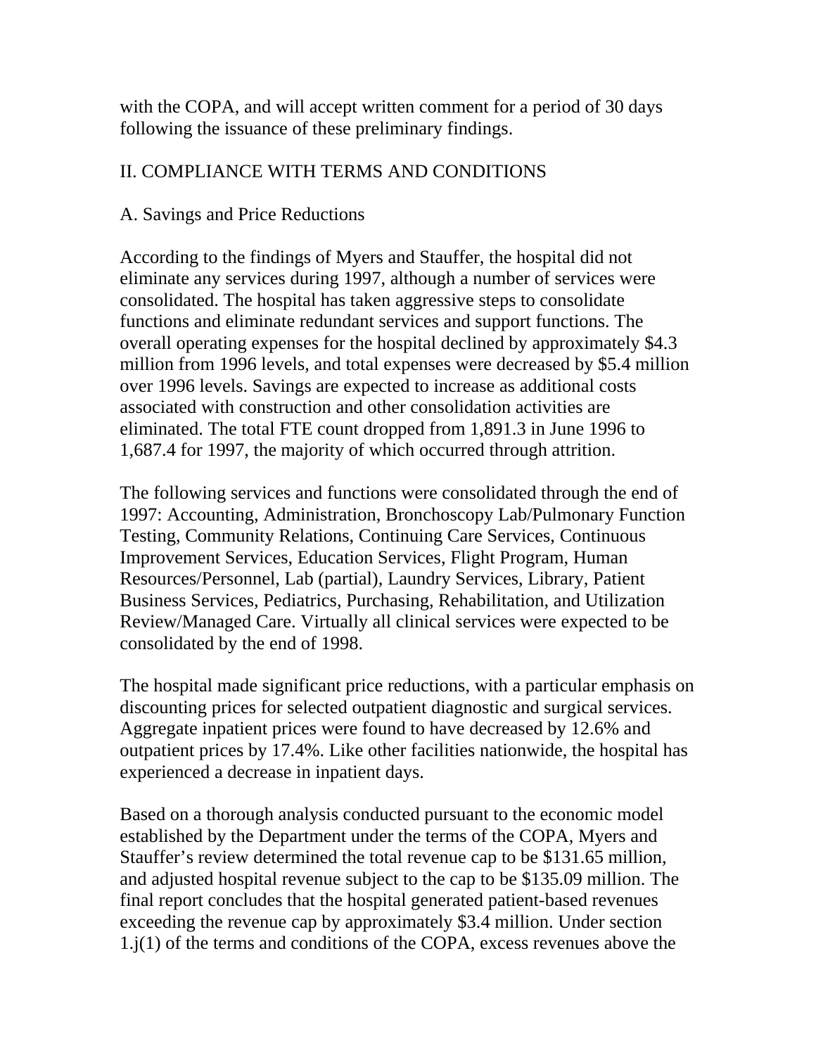with the COPA, and will accept written comment for a period of 30 days following the issuance of these preliminary findings.

## II. COMPLIANCE WITH TERMS AND CONDITIONS

### A. Savings and Price Reductions

According to the findings of Myers and Stauffer, the hospital did not eliminate any services during 1997, although a number of services were consolidated. The hospital has taken aggressive steps to consolidate functions and eliminate redundant services and support functions. The overall operating expenses for the hospital declined by approximately $4.3 million from 1996 levels, and total expenses were decreased by $5.4 million over 1996 levels. Savings are expected to increase as additional costs associated with construction and other consolidation activities are eliminated. The total FTE count dropped from 1,891.3 in June 1996 to 1,687.4 for 1997, the majority of which occurred through attrition.

The following services and functions were consolidated through the end of 1997: Accounting, Administration, Bronchoscopy Lab/Pulmonary Function Testing, Community Relations, Continuing Care Services, Continuous Improvement Services, Education Services, Flight Program, Human Resources/Personnel, Lab (partial), Laundry Services, Library, Patient Business Services, Pediatrics, Purchasing, Rehabilitation, and Utilization Review/Managed Care. Virtually all clinical services were expected to be consolidated by the end of 1998.

The hospital made significant price reductions, with a particular emphasis on discounting prices for selected outpatient diagnostic and surgical services. Aggregate inpatient prices were found to have decreased by 12.6% and outpatient prices by 17.4%. Like other facilities nationwide, the hospital has experienced a decrease in inpatient days.

Based on a thorough analysis conducted pursuant to the economic model established by the Department under the terms of the COPA, Myers and Stauffer's review determined the total revenue cap to be $131.65 million, and adjusted hospital revenue subject to the cap to be $135.09 million. The final report concludes that the hospital generated patient-based revenues exceeding the revenue cap by approximately $3.4 million. Under section 1.j(1) of the terms and conditions of the COPA, excess revenues above the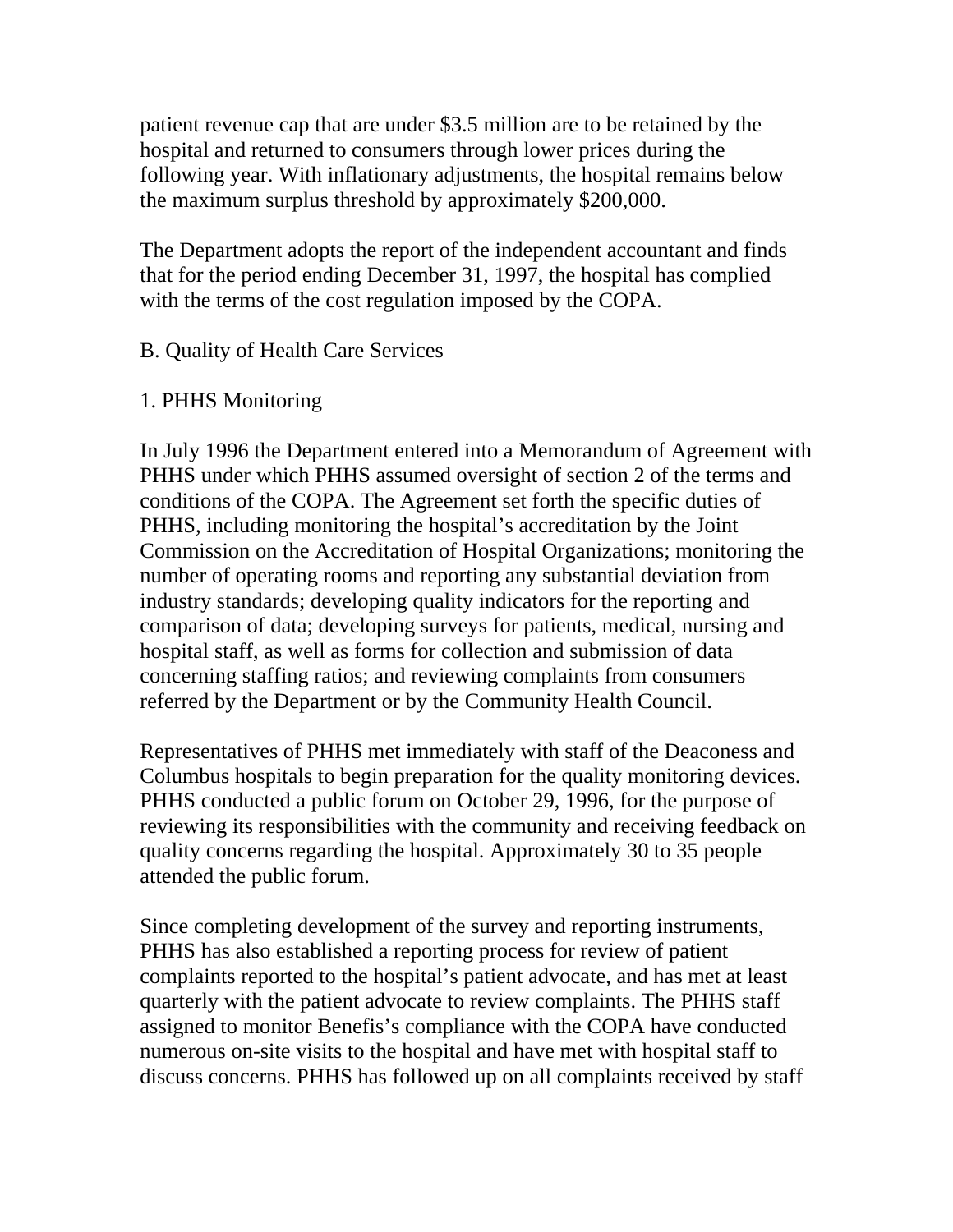patient revenue cap that are under $3.5 million are to be retained by the hospital and returned to consumers through lower prices during the following year. With inflationary adjustments, the hospital remains below the maximum surplus threshold by approximately $200,000.

The Department adopts the report of the independent accountant and finds that for the period ending December 31, 1997, the hospital has complied with the terms of the cost regulation imposed by the COPA.

B. Quality of Health Care Services

1. PHHS Monitoring

In July 1996 the Department entered into a Memorandum of Agreement with PHHS under which PHHS assumed oversight of section 2 of the terms and conditions of the COPA. The Agreement set forth the specific duties of PHHS, including monitoring the hospital's accreditation by the Joint Commission on the Accreditation of Hospital Organizations; monitoring the number of operating rooms and reporting any substantial deviation from industry standards; developing quality indicators for the reporting and comparison of data; developing surveys for patients, medical, nursing and hospital staff, as well as forms for collection and submission of data concerning staffing ratios; and reviewing complaints from consumers referred by the Department or by the Community Health Council.

Representatives of PHHS met immediately with staff of the Deaconess and Columbus hospitals to begin preparation for the quality monitoring devices. PHHS conducted a public forum on October 29, 1996, for the purpose of reviewing its responsibilities with the community and receiving feedback on quality concerns regarding the hospital. Approximately 30 to 35 people attended the public forum.

Since completing development of the survey and reporting instruments, PHHS has also established a reporting process for review of patient complaints reported to the hospital's patient advocate, and has met at least quarterly with the patient advocate to review complaints. The PHHS staff assigned to monitor Benefis's compliance with the COPA have conducted numerous on-site visits to the hospital and have met with hospital staff to discuss concerns. PHHS has followed up on all complaints received by staff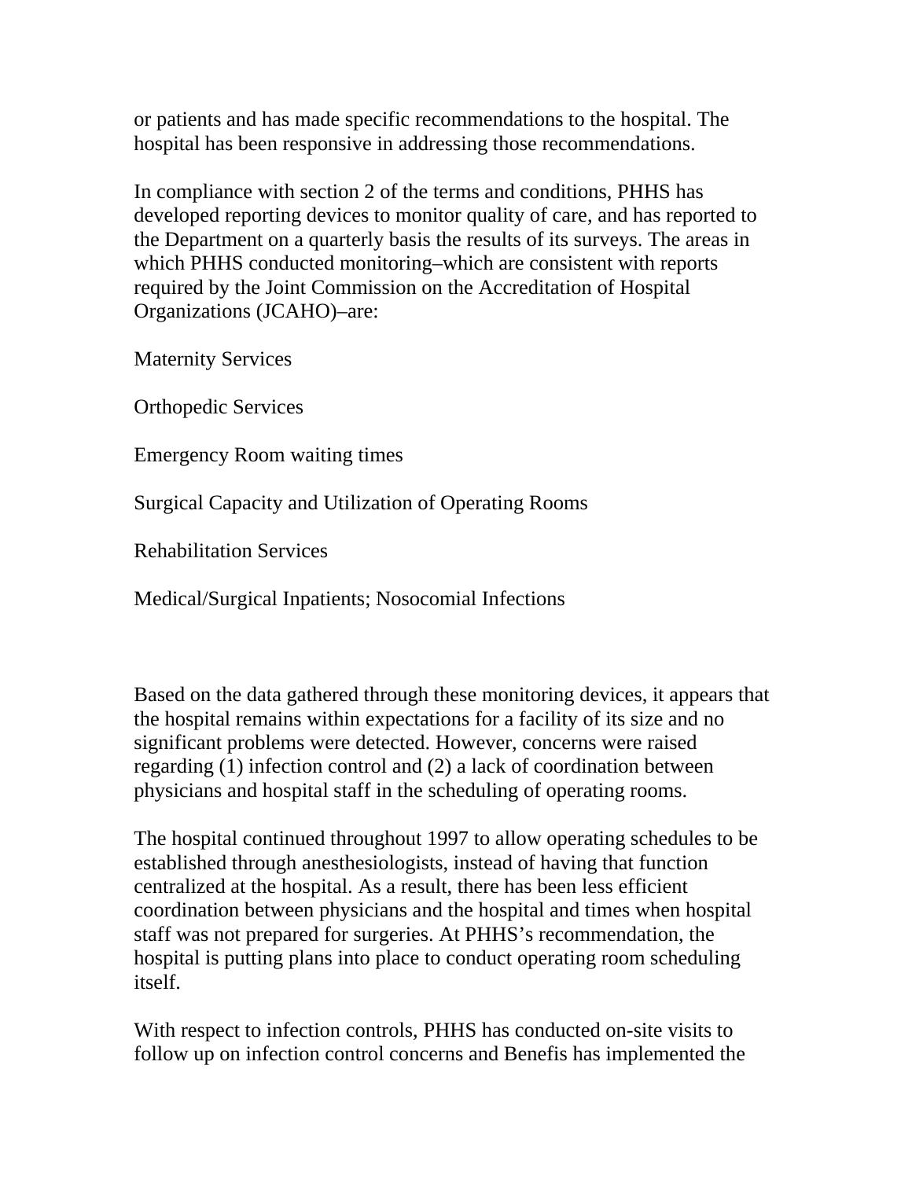or patients and has made specific recommendations to the hospital. The hospital has been responsive in addressing those recommendations.

In compliance with section 2 of the terms and conditions, PHHS has developed reporting devices to monitor quality of care, and has reported to the Department on a quarterly basis the results of its surveys. The areas in which PHHS conducted monitoring–which are consistent with reports required by the Joint Commission on the Accreditation of Hospital Organizations (JCAHO)–are:

Maternity Services

Orthopedic Services

Emergency Room waiting times

Surgical Capacity and Utilization of Operating Rooms

Rehabilitation Services

Medical/Surgical Inpatients; Nosocomial Infections

Based on the data gathered through these monitoring devices, it appears that the hospital remains within expectations for a facility of its size and no significant problems were detected. However, concerns were raised regarding (1) infection control and (2) a lack of coordination between physicians and hospital staff in the scheduling of operating rooms.

The hospital continued throughout 1997 to allow operating schedules to be established through anesthesiologists, instead of having that function centralized at the hospital. As a result, there has been less efficient coordination between physicians and the hospital and times when hospital staff was not prepared for surgeries. At PHHS's recommendation, the hospital is putting plans into place to conduct operating room scheduling itself.

With respect to infection controls, PHHS has conducted on-site visits to follow up on infection control concerns and Benefis has implemented the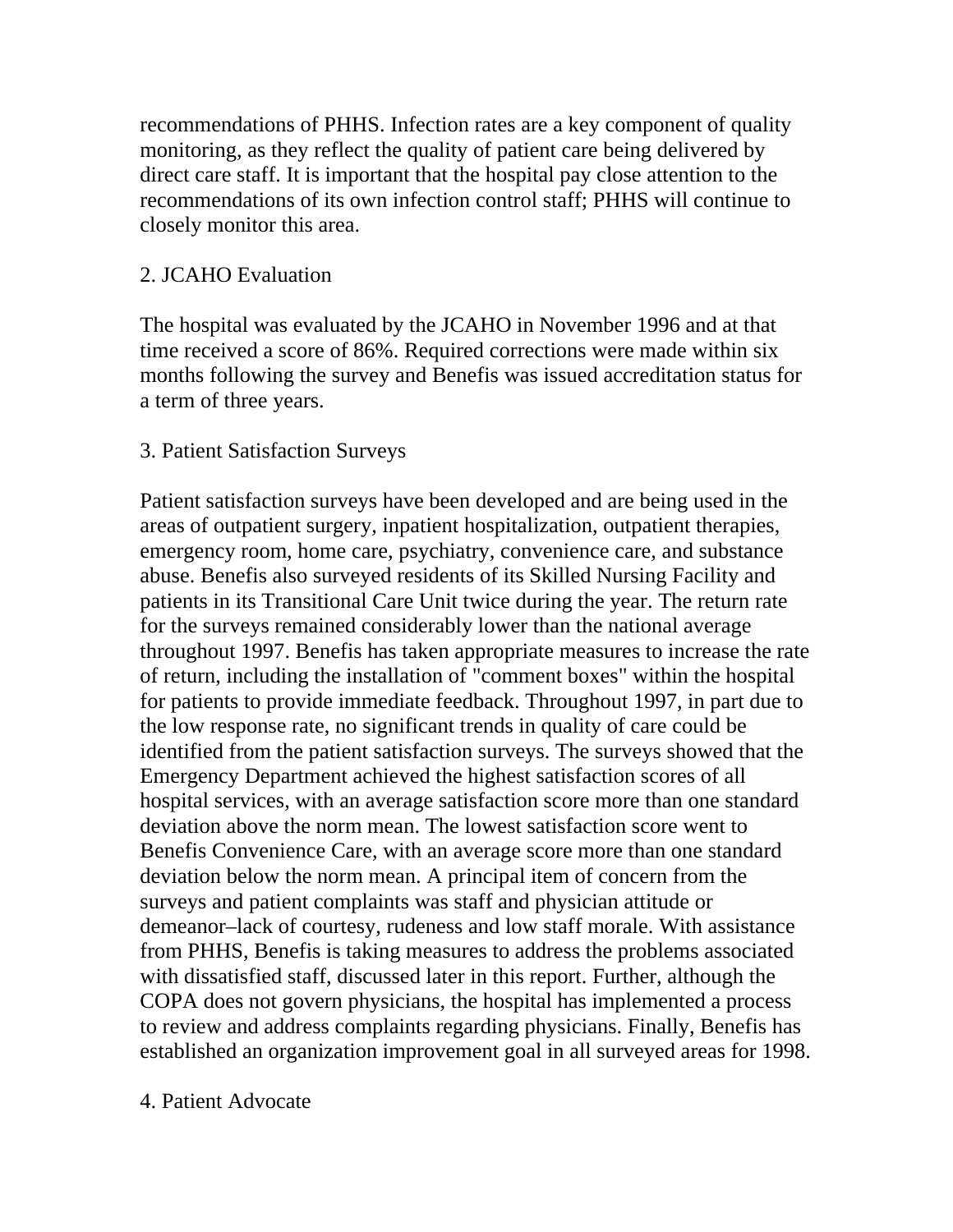recommendations of PHHS. Infection rates are a key component of quality monitoring, as they reflect the quality of patient care being delivered by direct care staff. It is important that the hospital pay close attention to the recommendations of its own infection control staff; PHHS will continue to closely monitor this area.

### 2. JCAHO Evaluation

The hospital was evaluated by the JCAHO in November 1996 and at that time received a score of 86%. Required corrections were made within six months following the survey and Benefis was issued accreditation status for a term of three years.

### 3. Patient Satisfaction Surveys

Patient satisfaction surveys have been developed and are being used in the areas of outpatient surgery, inpatient hospitalization, outpatient therapies, emergency room, home care, psychiatry, convenience care, and substance abuse. Benefis also surveyed residents of its Skilled Nursing Facility and patients in its Transitional Care Unit twice during the year. The return rate for the surveys remained considerably lower than the national average throughout 1997. Benefis has taken appropriate measures to increase the rate of return, including the installation of "comment boxes" within the hospital for patients to provide immediate feedback. Throughout 1997, in part due to the low response rate, no significant trends in quality of care could be identified from the patient satisfaction surveys. The surveys showed that the Emergency Department achieved the highest satisfaction scores of all hospital services, with an average satisfaction score more than one standard deviation above the norm mean. The lowest satisfaction score went to Benefis Convenience Care, with an average score more than one standard deviation below the norm mean. A principal item of concern from the surveys and patient complaints was staff and physician attitude or demeanor–lack of courtesy, rudeness and low staff morale. With assistance from PHHS, Benefis is taking measures to address the problems associated with dissatisfied staff, discussed later in this report. Further, although the COPA does not govern physicians, the hospital has implemented a process to review and address complaints regarding physicians. Finally, Benefis has established an organization improvement goal in all surveyed areas for 1998.

### 4. Patient Advocate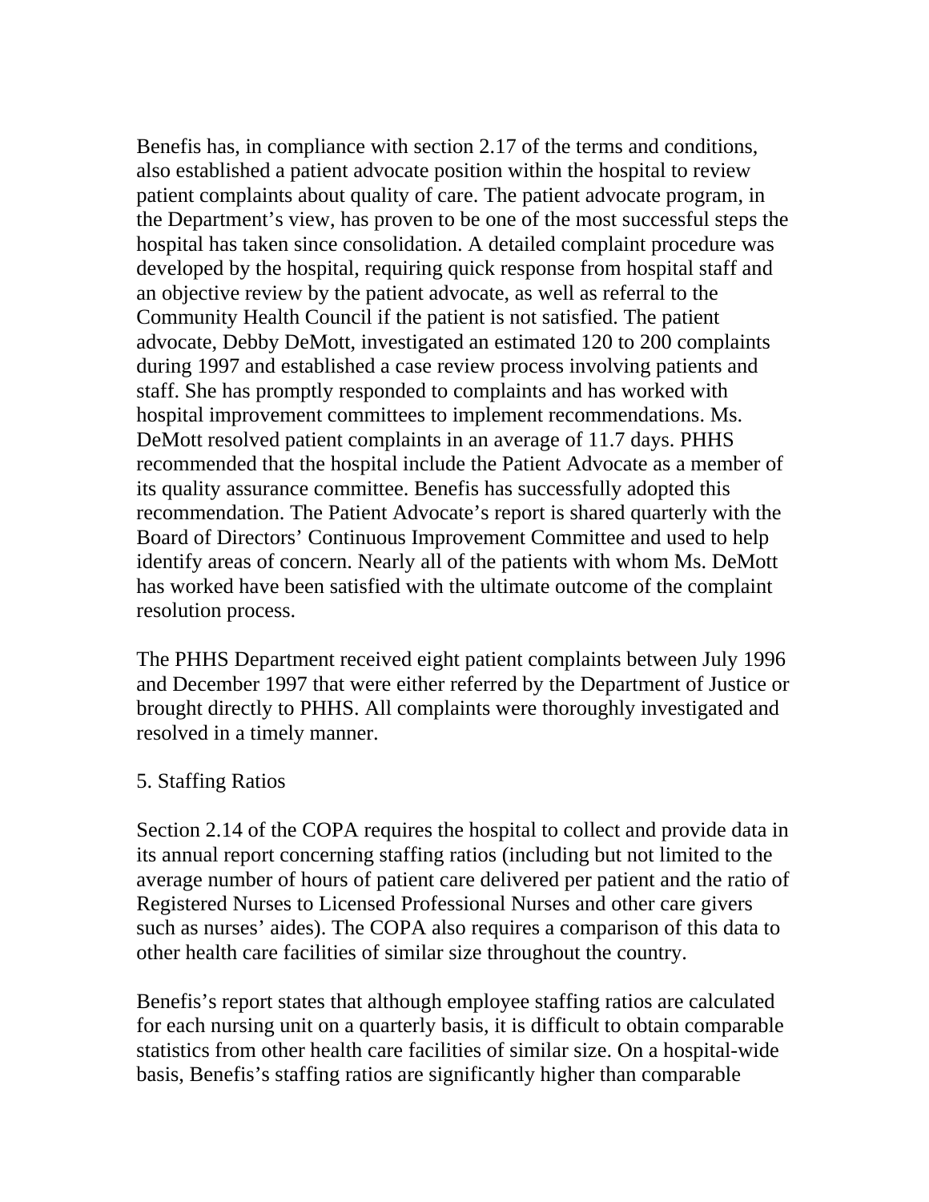Benefis has, in compliance with section 2.17 of the terms and conditions, also established a patient advocate position within the hospital to review patient complaints about quality of care. The patient advocate program, in the Department's view, has proven to be one of the most successful steps the hospital has taken since consolidation. A detailed complaint procedure was developed by the hospital, requiring quick response from hospital staff and an objective review by the patient advocate, as well as referral to the Community Health Council if the patient is not satisfied. The patient advocate, Debby DeMott, investigated an estimated 120 to 200 complaints during 1997 and established a case review process involving patients and staff. She has promptly responded to complaints and has worked with hospital improvement committees to implement recommendations. Ms. DeMott resolved patient complaints in an average of 11.7 days. PHHS recommended that the hospital include the Patient Advocate as a member of its quality assurance committee. Benefis has successfully adopted this recommendation. The Patient Advocate's report is shared quarterly with the Board of Directors' Continuous Improvement Committee and used to help identify areas of concern. Nearly all of the patients with whom Ms. DeMott has worked have been satisfied with the ultimate outcome of the complaint resolution process.

The PHHS Department received eight patient complaints between July 1996 and December 1997 that were either referred by the Department of Justice or brought directly to PHHS. All complaints were thoroughly investigated and resolved in a timely manner.

5. Staffing Ratios

Section 2.14 of the COPA requires the hospital to collect and provide data in its annual report concerning staffing ratios (including but not limited to the average number of hours of patient care delivered per patient and the ratio of Registered Nurses to Licensed Professional Nurses and other care givers such as nurses' aides). The COPA also requires a comparison of this data to other health care facilities of similar size throughout the country.

Benefis's report states that although employee staffing ratios are calculated for each nursing unit on a quarterly basis, it is difficult to obtain comparable statistics from other health care facilities of similar size. On a hospital-wide basis, Benefis's staffing ratios are significantly higher than comparable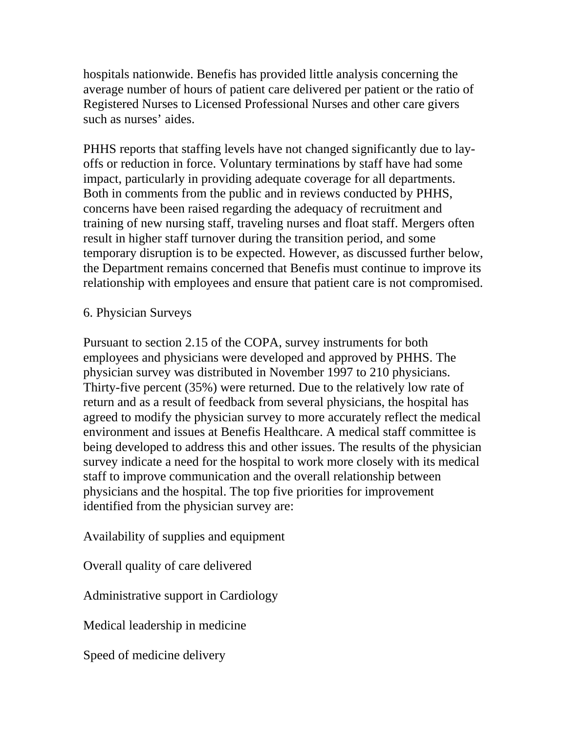hospitals nationwide. Benefis has provided little analysis concerning the average number of hours of patient care delivered per patient or the ratio of Registered Nurses to Licensed Professional Nurses and other care givers such as nurses' aides.

PHHS reports that staffing levels have not changed significantly due to lay-offs or reduction in force. Voluntary terminations by staff have had some impact, particularly in providing adequate coverage for all departments. Both in comments from the public and in reviews conducted by PHHS, concerns have been raised regarding the adequacy of recruitment and training of new nursing staff, traveling nurses and float staff. Mergers often result in higher staff turnover during the transition period, and some temporary disruption is to be expected. However, as discussed further below, the Department remains concerned that Benefis must continue to improve its relationship with employees and ensure that patient care is not compromised.

## 6. Physician Surveys

Pursuant to section 2.15 of the COPA, survey instruments for both employees and physicians were developed and approved by PHHS. The physician survey was distributed in November 1997 to 210 physicians. Thirty-five percent (35%) were returned. Due to the relatively low rate of return and as a result of feedback from several physicians, the hospital has agreed to modify the physician survey to more accurately reflect the medical environment and issues at Benefis Healthcare. A medical staff committee is being developed to address this and other issues. The results of the physician survey indicate a need for the hospital to work more closely with its medical staff to improve communication and the overall relationship between physicians and the hospital. The top five priorities for improvement identified from the physician survey are:

Availability of supplies and equipment

Overall quality of care delivered

Administrative support in Cardiology

Medical leadership in medicine

Speed of medicine delivery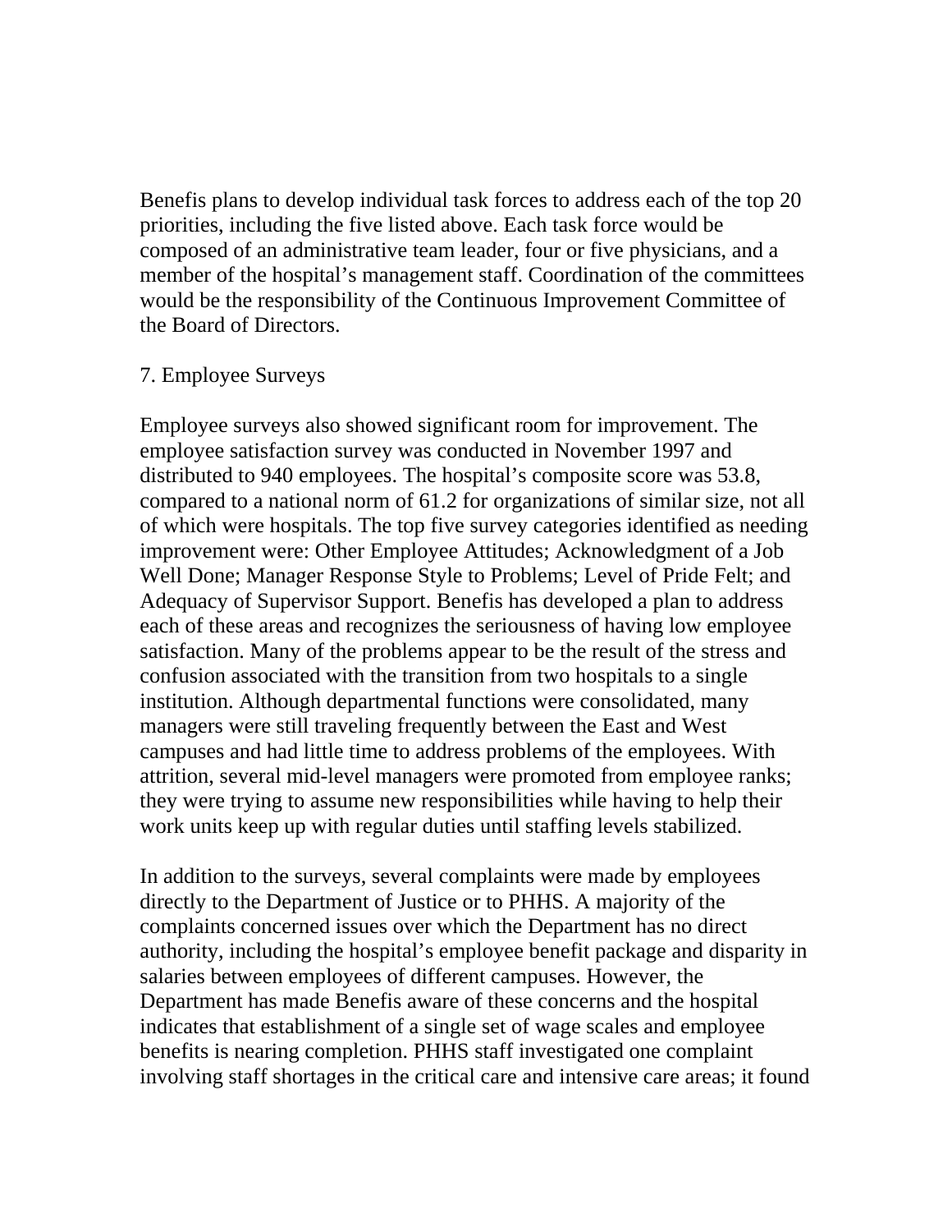Benefis plans to develop individual task forces to address each of the top 20 priorities, including the five listed above. Each task force would be composed of an administrative team leader, four or five physicians, and a member of the hospital's management staff. Coordination of the committees would be the responsibility of the Continuous Improvement Committee of the Board of Directors.

## 7. Employee Surveys

Employee surveys also showed significant room for improvement. The employee satisfaction survey was conducted in November 1997 and distributed to 940 employees. The hospital's composite score was 53.8, compared to a national norm of 61.2 for organizations of similar size, not all of which were hospitals. The top five survey categories identified as needing improvement were: Other Employee Attitudes; Acknowledgment of a Job Well Done; Manager Response Style to Problems; Level of Pride Felt; and Adequacy of Supervisor Support. Benefis has developed a plan to address each of these areas and recognizes the seriousness of having low employee satisfaction. Many of the problems appear to be the result of the stress and confusion associated with the transition from two hospitals to a single institution. Although departmental functions were consolidated, many managers were still traveling frequently between the East and West campuses and had little time to address problems of the employees. With attrition, several mid-level managers were promoted from employee ranks; they were trying to assume new responsibilities while having to help their work units keep up with regular duties until staffing levels stabilized.

In addition to the surveys, several complaints were made by employees directly to the Department of Justice or to PHHS. A majority of the complaints concerned issues over which the Department has no direct authority, including the hospital's employee benefit package and disparity in salaries between employees of different campuses. However, the Department has made Benefis aware of these concerns and the hospital indicates that establishment of a single set of wage scales and employee benefits is nearing completion. PHHS staff investigated one complaint involving staff shortages in the critical care and intensive care areas; it found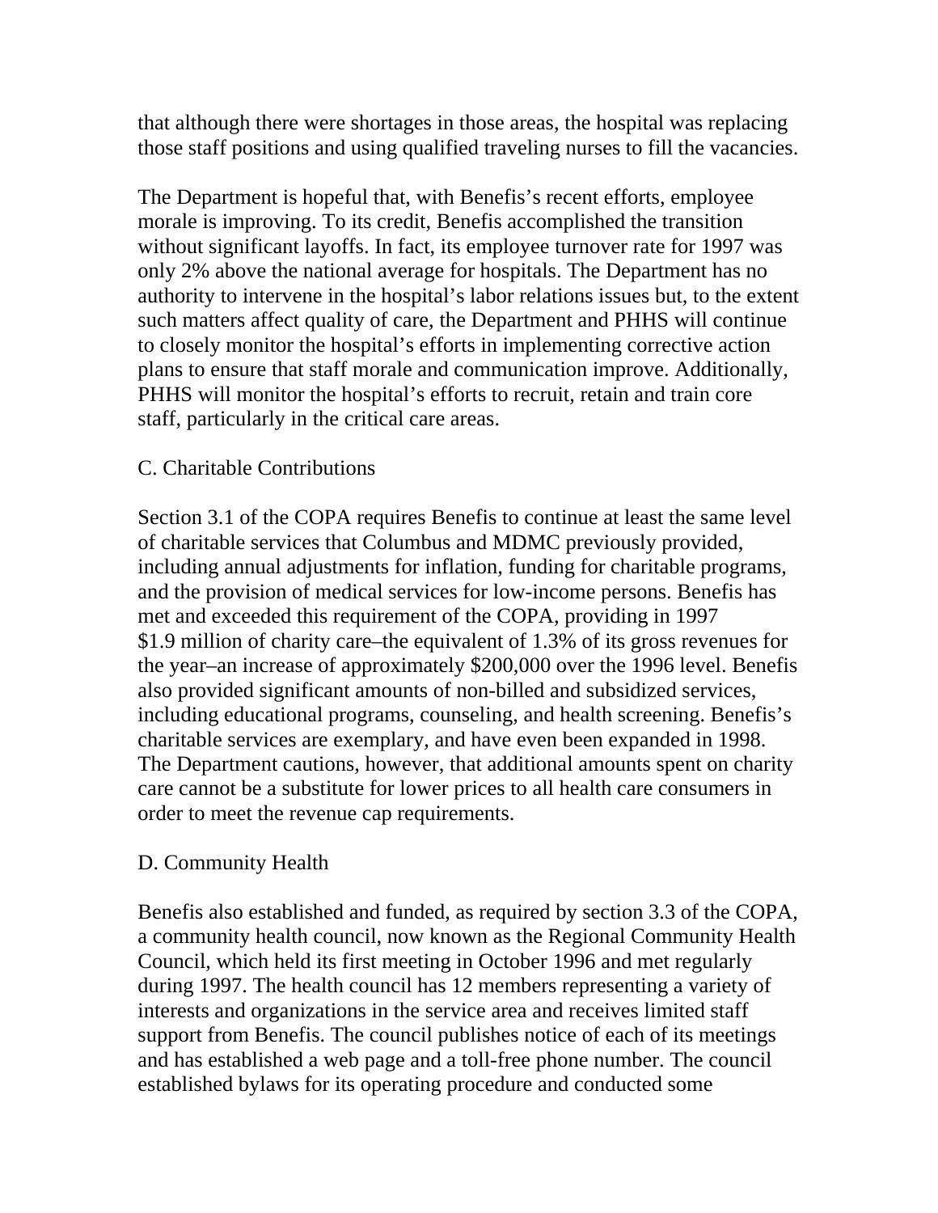that although there were shortages in those areas, the hospital was replacing those staff positions and using qualified traveling nurses to fill the vacancies.

The Department is hopeful that, with Benefis's recent efforts, employee morale is improving. To its credit, Benefis accomplished the transition without significant layoffs. In fact, its employee turnover rate for 1997 was only 2% above the national average for hospitals. The Department has no authority to intervene in the hospital's labor relations issues but, to the extent such matters affect quality of care, the Department and PHHS will continue to closely monitor the hospital's efforts in implementing corrective action plans to ensure that staff morale and communication improve. Additionally, PHHS will monitor the hospital's efforts to recruit, retain and train core staff, particularly in the critical care areas.

## C. Charitable Contributions

Section 3.1 of the COPA requires Benefis to continue at least the same level of charitable services that Columbus and MDMC previously provided, including annual adjustments for inflation, funding for charitable programs, and the provision of medical services for low-income persons. Benefis has met and exceeded this requirement of the COPA, providing in 1997 $1.9 million of charity care–the equivalent of 1.3% of its gross revenues for the year–an increase of approximately $200,000 over the 1996 level. Benefis also provided significant amounts of non-billed and subsidized services, including educational programs, counseling, and health screening. Benefis's charitable services are exemplary, and have even been expanded in 1998. The Department cautions, however, that additional amounts spent on charity care cannot be a substitute for lower prices to all health care consumers in order to meet the revenue cap requirements.

## D. Community Health

Benefis also established and funded, as required by section 3.3 of the COPA, a community health council, now known as the Regional Community Health Council, which held its first meeting in October 1996 and met regularly during 1997. The health council has 12 members representing a variety of interests and organizations in the service area and receives limited staff support from Benefis. The council publishes notice of each of its meetings and has established a web page and a toll-free phone number. The council established bylaws for its operating procedure and conducted some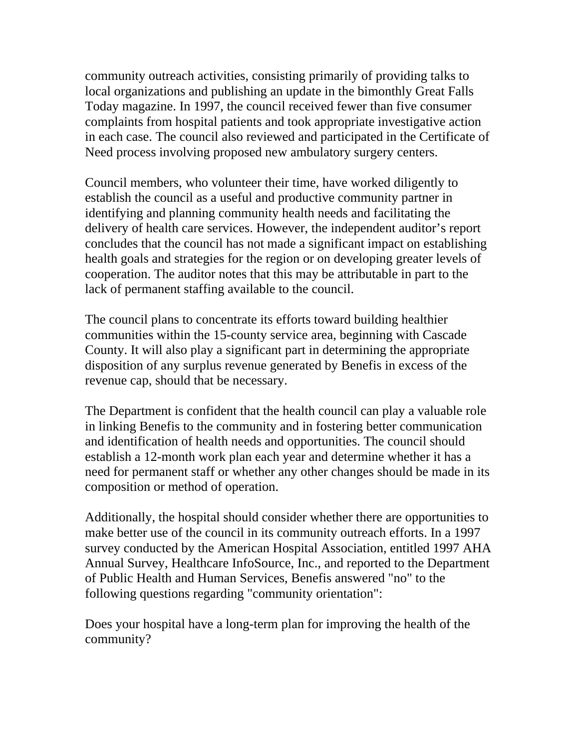community outreach activities, consisting primarily of providing talks to local organizations and publishing an update in the bimonthly Great Falls Today magazine. In 1997, the council received fewer than five consumer complaints from hospital patients and took appropriate investigative action in each case. The council also reviewed and participated in the Certificate of Need process involving proposed new ambulatory surgery centers.

Council members, who volunteer their time, have worked diligently to establish the council as a useful and productive community partner in identifying and planning community health needs and facilitating the delivery of health care services. However, the independent auditor's report concludes that the council has not made a significant impact on establishing health goals and strategies for the region or on developing greater levels of cooperation. The auditor notes that this may be attributable in part to the lack of permanent staffing available to the council.

The council plans to concentrate its efforts toward building healthier communities within the 15-county service area, beginning with Cascade County. It will also play a significant part in determining the appropriate disposition of any surplus revenue generated by Benefis in excess of the revenue cap, should that be necessary.

The Department is confident that the health council can play a valuable role in linking Benefis to the community and in fostering better communication and identification of health needs and opportunities. The council should establish a 12-month work plan each year and determine whether it has a need for permanent staff or whether any other changes should be made in its composition or method of operation.

Additionally, the hospital should consider whether there are opportunities to make better use of the council in its community outreach efforts. In a 1997 survey conducted by the American Hospital Association, entitled 1997 AHA Annual Survey, Healthcare InfoSource, Inc., and reported to the Department of Public Health and Human Services, Benefis answered "no" to the following questions regarding "community orientation":

Does your hospital have a long-term plan for improving the health of the community?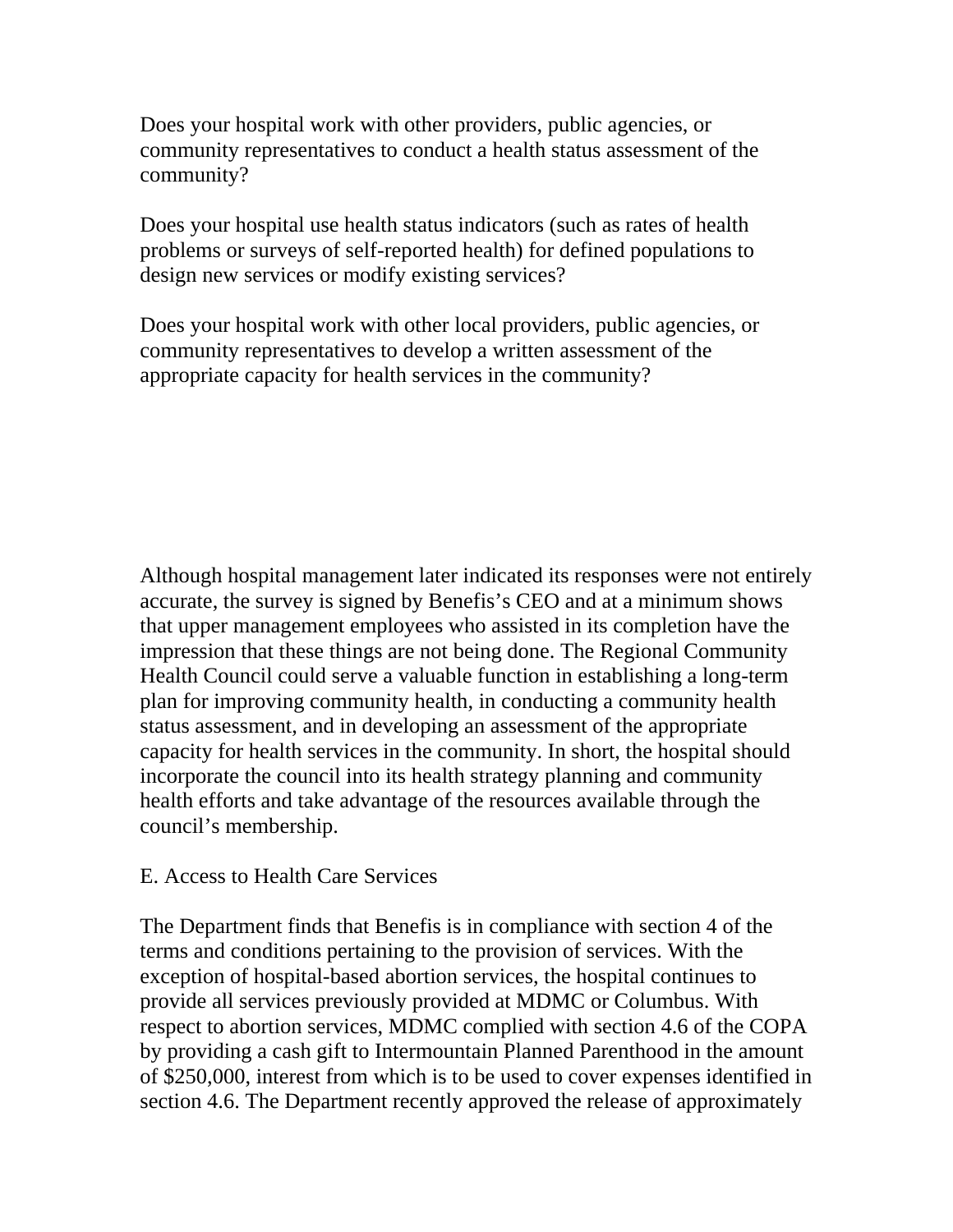Does your hospital work with other providers, public agencies, or community representatives to conduct a health status assessment of the community?

Does your hospital use health status indicators (such as rates of health problems or surveys of self-reported health) for defined populations to design new services or modify existing services?

Does your hospital work with other local providers, public agencies, or community representatives to develop a written assessment of the appropriate capacity for health services in the community?

Although hospital management later indicated its responses were not entirely accurate, the survey is signed by Benefis's CEO and at a minimum shows that upper management employees who assisted in its completion have the impression that these things are not being done. The Regional Community Health Council could serve a valuable function in establishing a long-term plan for improving community health, in conducting a community health status assessment, and in developing an assessment of the appropriate capacity for health services in the community. In short, the hospital should incorporate the council into its health strategy planning and community health efforts and take advantage of the resources available through the council's membership.

E. Access to Health Care Services

The Department finds that Benefis is in compliance with section 4 of the terms and conditions pertaining to the provision of services. With the exception of hospital-based abortion services, the hospital continues to provide all services previously provided at MDMC or Columbus. With respect to abortion services, MDMC complied with section 4.6 of the COPA by providing a cash gift to Intermountain Planned Parenthood in the amount of $250,000, interest from which is to be used to cover expenses identified in section 4.6. The Department recently approved the release of approximately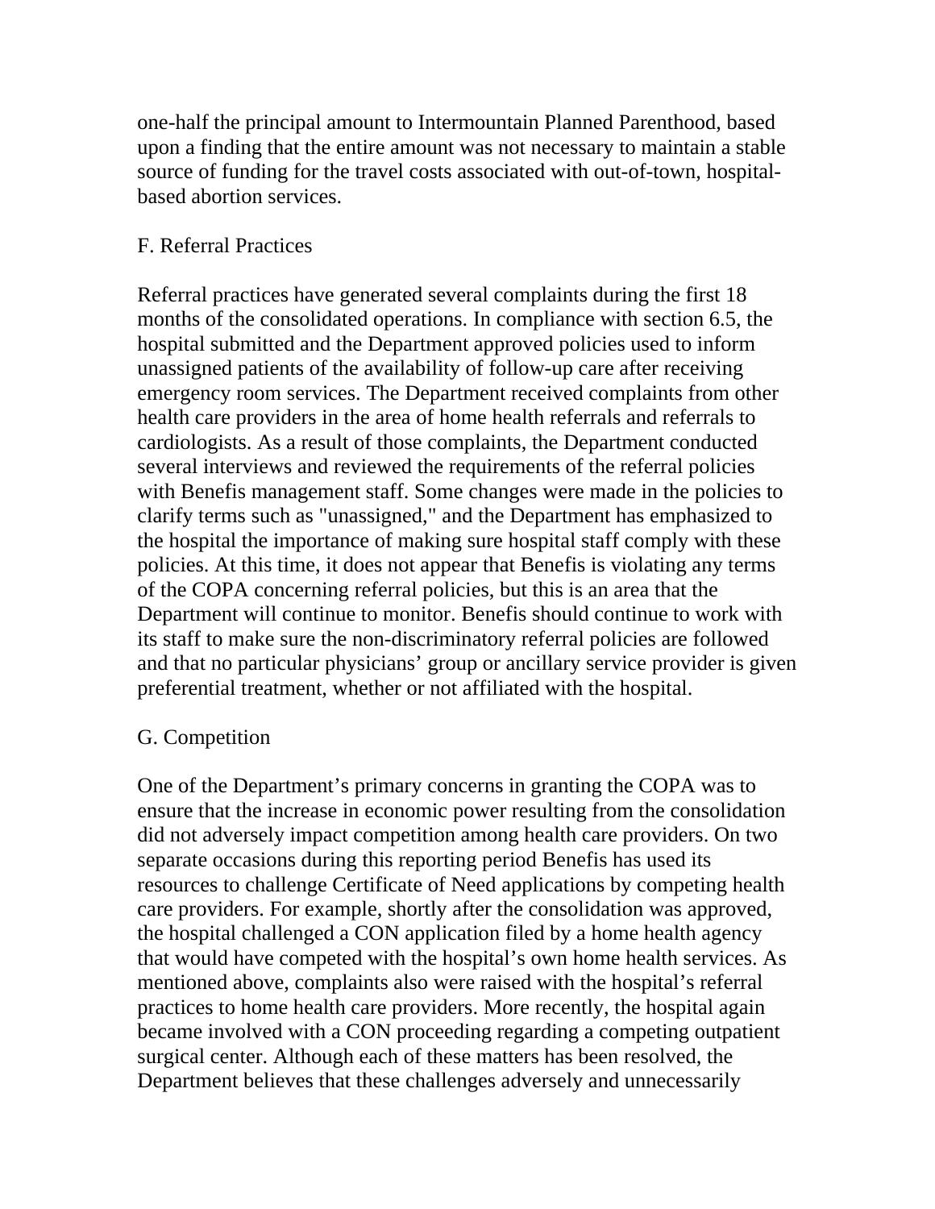one-half the principal amount to Intermountain Planned Parenthood, based upon a finding that the entire amount was not necessary to maintain a stable source of funding for the travel costs associated with out-of-town, hospital-based abortion services.

## F. Referral Practices

Referral practices have generated several complaints during the first 18 months of the consolidated operations. In compliance with section 6.5, the hospital submitted and the Department approved policies used to inform unassigned patients of the availability of follow-up care after receiving emergency room services. The Department received complaints from other health care providers in the area of home health referrals and referrals to cardiologists. As a result of those complaints, the Department conducted several interviews and reviewed the requirements of the referral policies with Benefis management staff. Some changes were made in the policies to clarify terms such as "unassigned," and the Department has emphasized to the hospital the importance of making sure hospital staff comply with these policies. At this time, it does not appear that Benefis is violating any terms of the COPA concerning referral policies, but this is an area that the Department will continue to monitor. Benefis should continue to work with its staff to make sure the non-discriminatory referral policies are followed and that no particular physicians' group or ancillary service provider is given preferential treatment, whether or not affiliated with the hospital.

## G. Competition

One of the Department's primary concerns in granting the COPA was to ensure that the increase in economic power resulting from the consolidation did not adversely impact competition among health care providers. On two separate occasions during this reporting period Benefis has used its resources to challenge Certificate of Need applications by competing health care providers. For example, shortly after the consolidation was approved, the hospital challenged a CON application filed by a home health agency that would have competed with the hospital's own home health services. As mentioned above, complaints also were raised with the hospital's referral practices to home health care providers. More recently, the hospital again became involved with a CON proceeding regarding a competing outpatient surgical center. Although each of these matters has been resolved, the Department believes that these challenges adversely and unnecessarily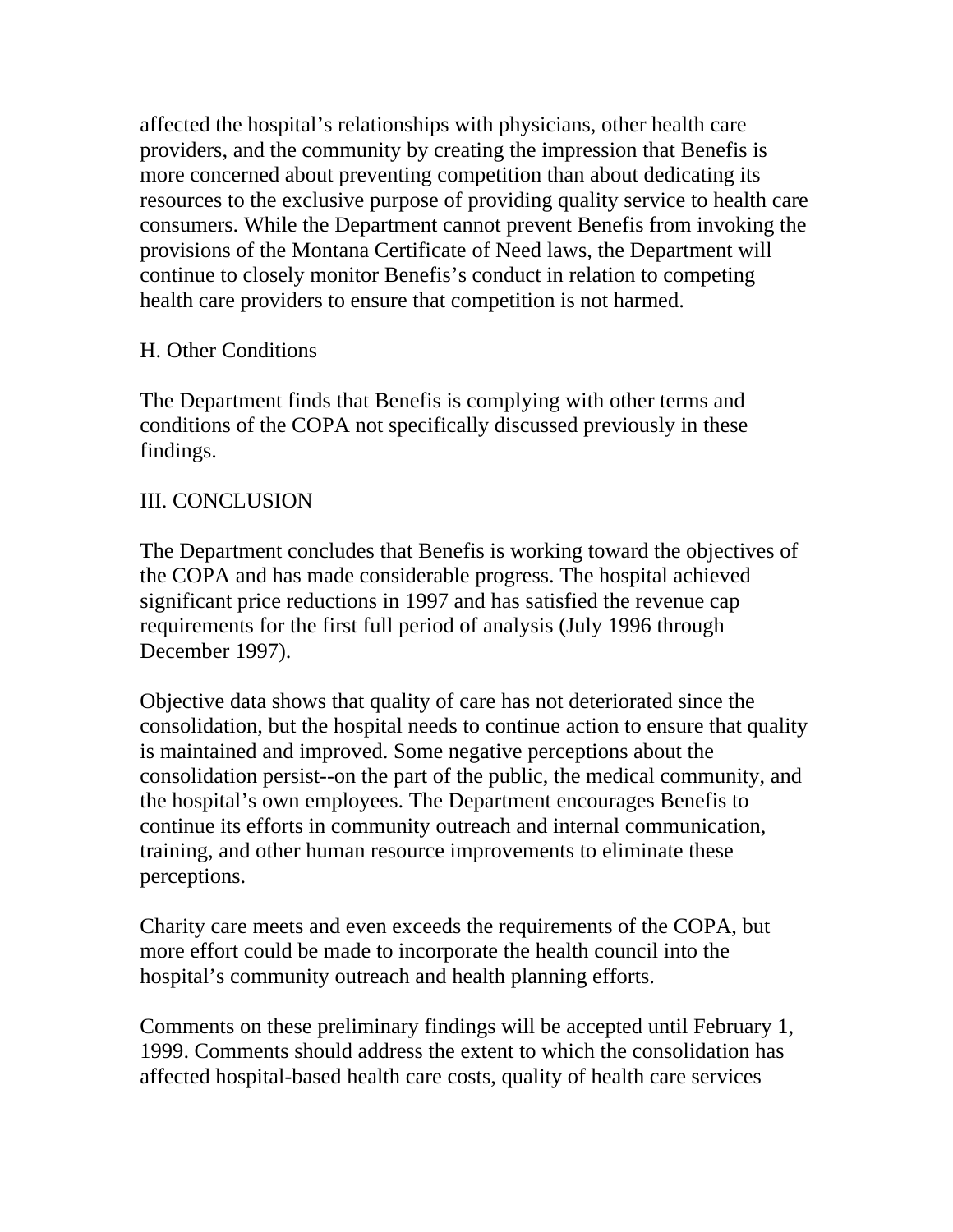affected the hospital's relationships with physicians, other health care providers, and the community by creating the impression that Benefis is more concerned about preventing competition than about dedicating its resources to the exclusive purpose of providing quality service to health care consumers. While the Department cannot prevent Benefis from invoking the provisions of the Montana Certificate of Need laws, the Department will continue to closely monitor Benefis's conduct in relation to competing health care providers to ensure that competition is not harmed.

### H. Other Conditions

The Department finds that Benefis is complying with other terms and conditions of the COPA not specifically discussed previously in these findings.

## III. CONCLUSION

The Department concludes that Benefis is working toward the objectives of the COPA and has made considerable progress. The hospital achieved significant price reductions in 1997 and has satisfied the revenue cap requirements for the first full period of analysis (July 1996 through December 1997).

Objective data shows that quality of care has not deteriorated since the consolidation, but the hospital needs to continue action to ensure that quality is maintained and improved. Some negative perceptions about the consolidation persist--on the part of the public, the medical community, and the hospital's own employees. The Department encourages Benefis to continue its efforts in community outreach and internal communication, training, and other human resource improvements to eliminate these perceptions.

Charity care meets and even exceeds the requirements of the COPA, but more effort could be made to incorporate the health council into the hospital's community outreach and health planning efforts.

Comments on these preliminary findings will be accepted until February 1, 1999. Comments should address the extent to which the consolidation has affected hospital-based health care costs, quality of health care services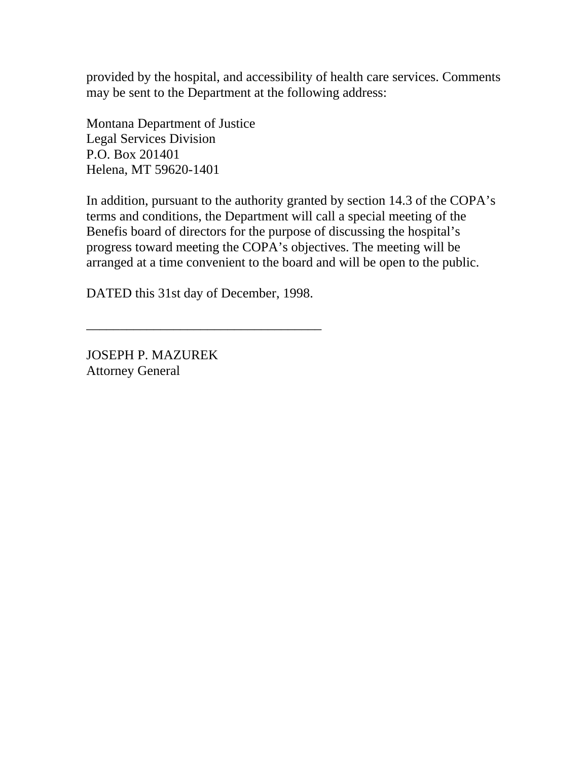provided by the hospital, and accessibility of health care services. Comments may be sent to the Department at the following address:

Montana Department of Justice  
Legal Services Division  
P.O. Box 201401  
Helena, MT 59620-1401

In addition, pursuant to the authority granted by section 14.3 of the COPA's terms and conditions, the Department will call a special meeting of the Benefis board of directors for the purpose of discussing the hospital's progress toward meeting the COPA's objectives. The meeting will be arranged at a time convenient to the board and will be open to the public.

DATED this 31st day of December, 1998.

____________________________________

JOSEPH P. MAZUREK  
Attorney General